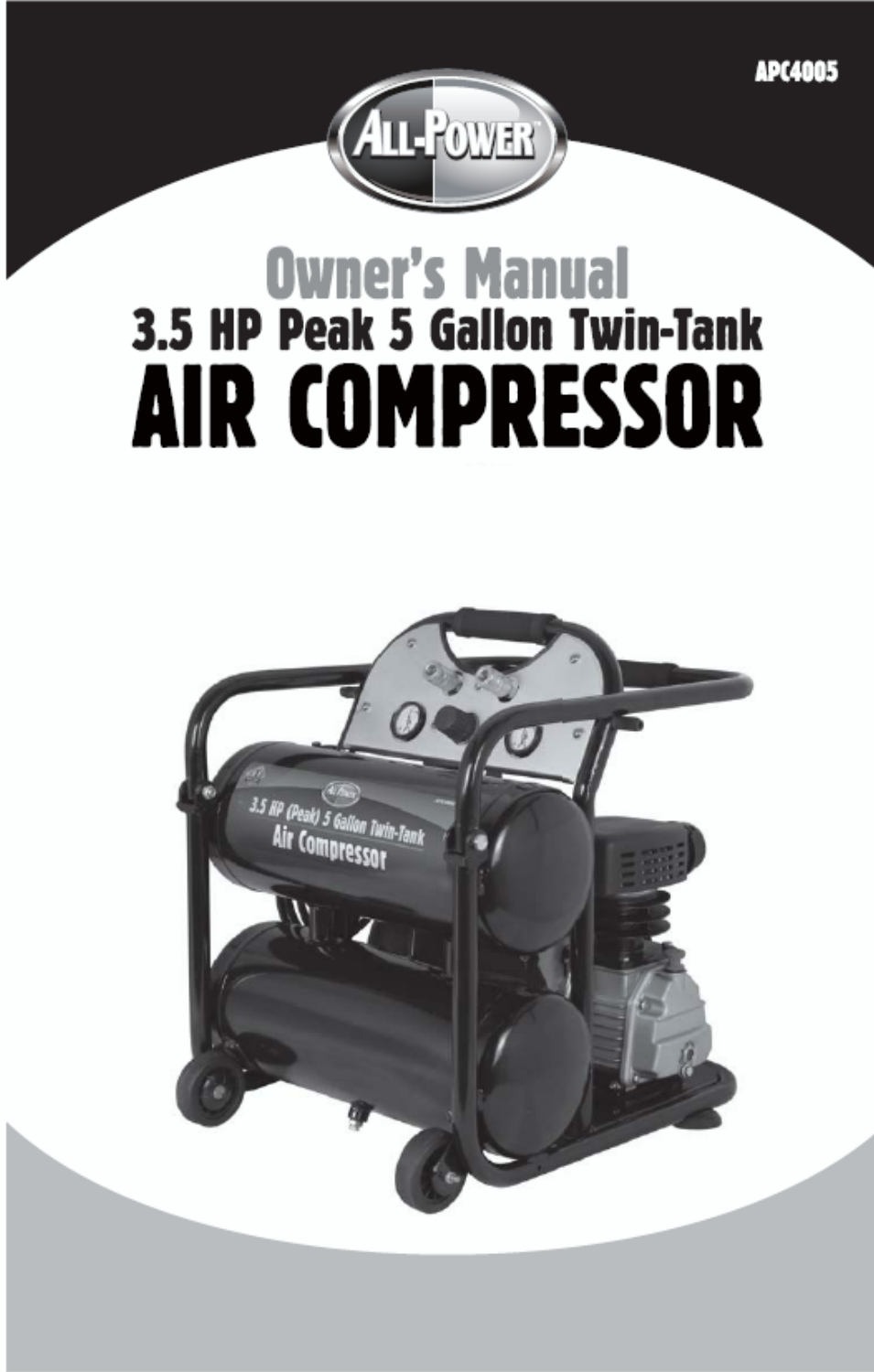APC4005

ALL-POWER™

# Owner's Manual

## 3.5 HP Peak 5 Gallon Twin-Tank

# AIR COMPRESSOR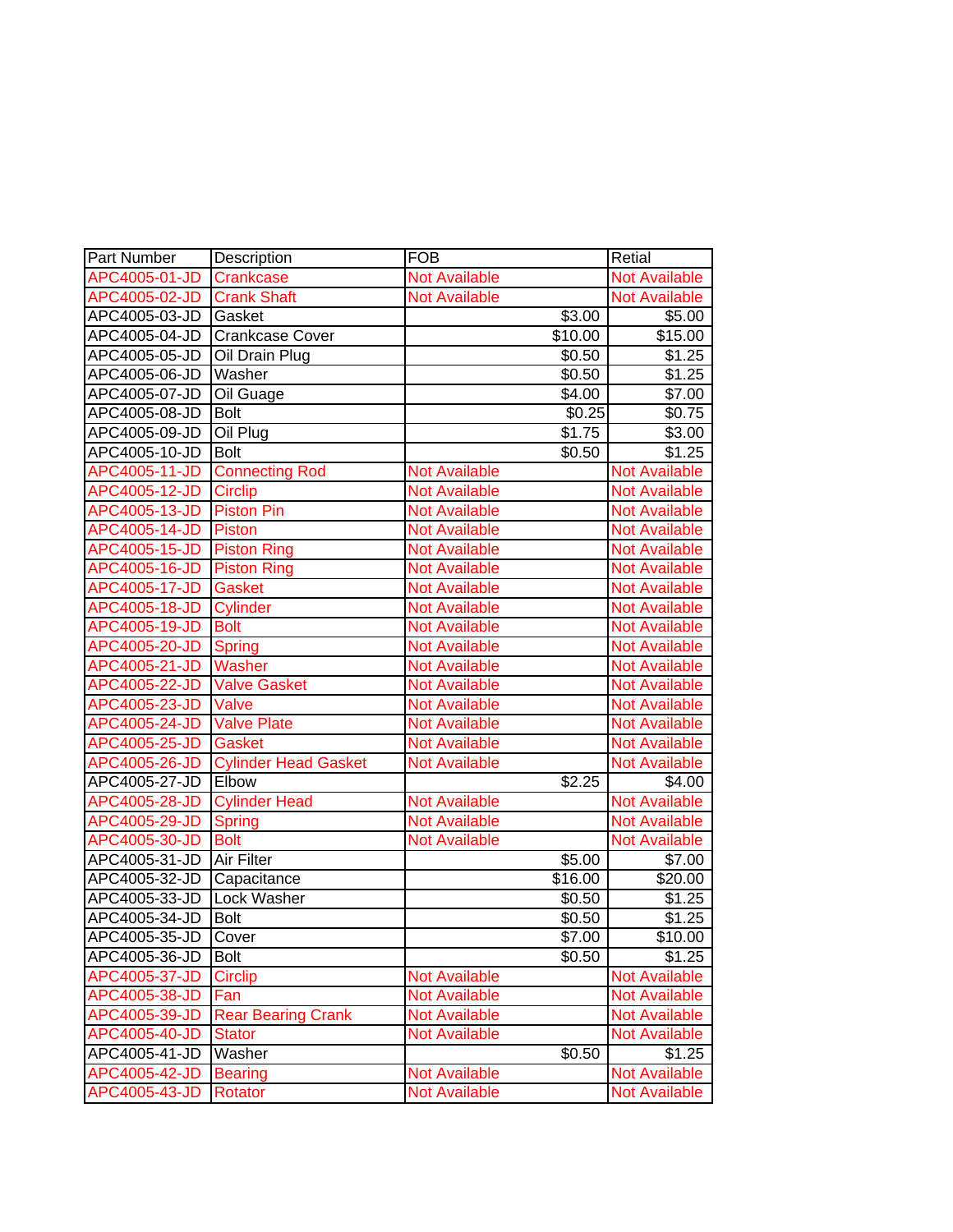| Part Number | Description | FOB | Retial |
| --- | --- | --- | --- |
| APC4005-01-JD | Crankcase | Not Available | Not Available |
| APC4005-02-JD | Crank Shaft | Not Available | Not Available |
| APC4005-03-JD | Gasket | $3.00 | $5.00 |
| APC4005-04-JD | Crankcase Cover | $10.00 | $15.00 |
| APC4005-05-JD | Oil Drain Plug | $0.50 | $1.25 |
| APC4005-06-JD | Washer | $0.50 | $1.25 |
| APC4005-07-JD | Oil Guage | $4.00 | $7.00 |
| APC4005-08-JD | Bolt | $0.25 | $0.75 |
| APC4005-09-JD | Oil Plug | $1.75 | $3.00 |
| APC4005-10-JD | Bolt | $0.50 | $1.25 |
| APC4005-11-JD | Connecting Rod | Not Available | Not Available |
| APC4005-12-JD | Circlip | Not Available | Not Available |
| APC4005-13-JD | Piston Pin | Not Available | Not Available |
| APC4005-14-JD | Piston | Not Available | Not Available |
| APC4005-15-JD | Piston Ring | Not Available | Not Available |
| APC4005-16-JD | Piston Ring | Not Available | Not Available |
| APC4005-17-JD | Gasket | Not Available | Not Available |
| APC4005-18-JD | Cylinder | Not Available | Not Available |
| APC4005-19-JD | Bolt | Not Available | Not Available |
| APC4005-20-JD | Spring | Not Available | Not Available |
| APC4005-21-JD | Washer | Not Available | Not Available |
| APC4005-22-JD | Valve Gasket | Not Available | Not Available |
| APC4005-23-JD | Valve | Not Available | Not Available |
| APC4005-24-JD | Valve Plate | Not Available | Not Available |
| APC4005-25-JD | Gasket | Not Available | Not Available |
| APC4005-26-JD | Cylinder Head Gasket | Not Available | Not Available |
| APC4005-27-JD | Elbow | $2.25 | $4.00 |
| APC4005-28-JD | Cylinder Head | Not Available | Not Available |
| APC4005-29-JD | Spring | Not Available | Not Available |
| APC4005-30-JD | Bolt | Not Available | Not Available |
| APC4005-31-JD | Air Filter | $5.00 | $7.00 |
| APC4005-32-JD | Capacitance | $16.00 | $20.00 |
| APC4005-33-JD | Lock Washer | $0.50 | $1.25 |
| APC4005-34-JD | Bolt | $0.50 | $1.25 |
| APC4005-35-JD | Cover | $7.00 | $10.00 |
| APC4005-36-JD | Bolt | $0.50 | $1.25 |
| APC4005-37-JD | Circlip | Not Available | Not Available |
| APC4005-38-JD | Fan | Not Available | Not Available |
| APC4005-39-JD | Rear Bearing Crank | Not Available | Not Available |
| APC4005-40-JD | Stator | Not Available | Not Available |
| APC4005-41-JD | Washer | $0.50 | $1.25 |
| APC4005-42-JD | Bearing | Not Available | Not Available |
| APC4005-43-JD | Rotator | Not Available | Not Available |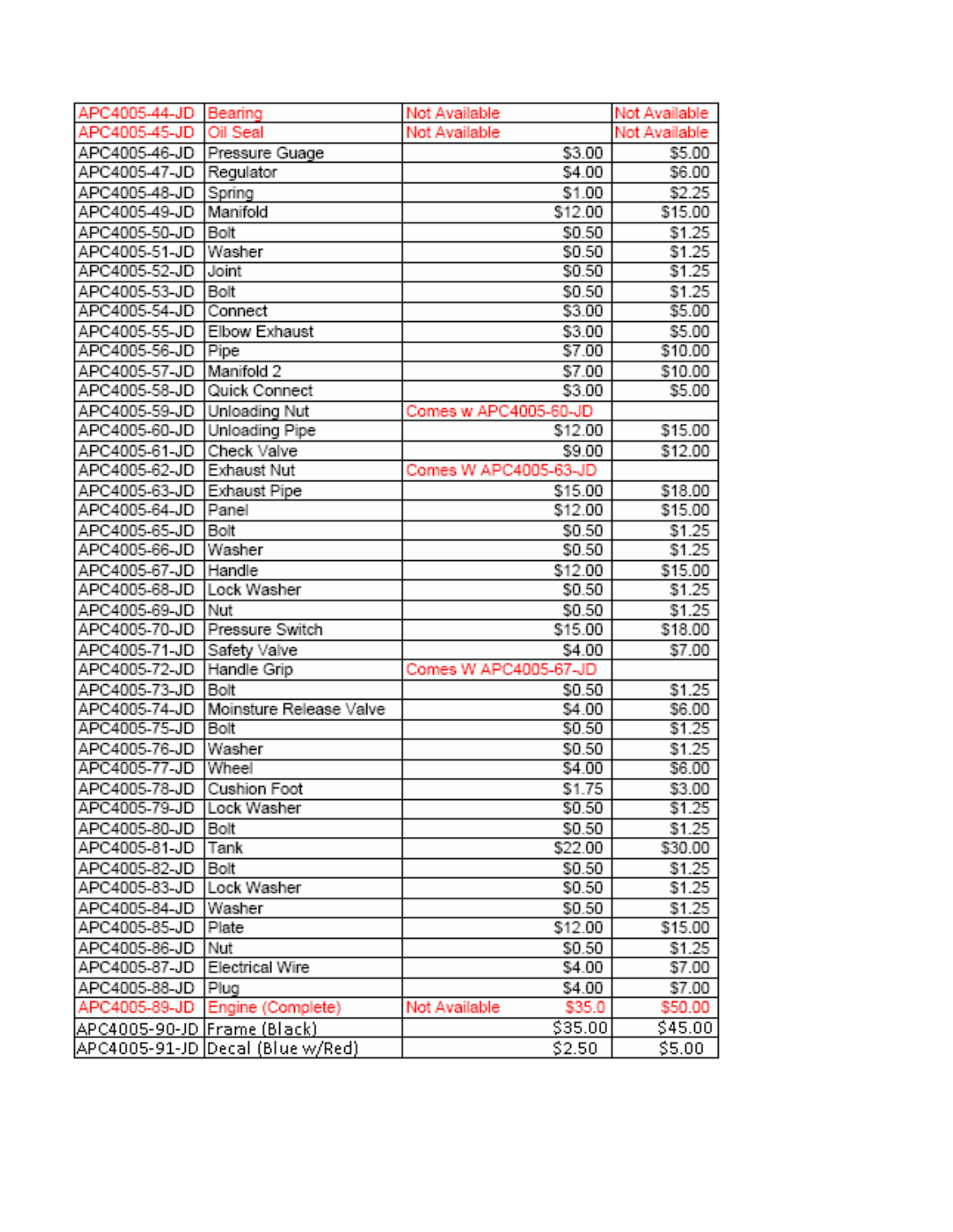| | | | |
|---|---|---|---|
| APC4005-44-JD | Bearing | Not Available | Not Available |
| APC4005-45-JD | Oil Seal | Not Available | Not Available |
| APC4005-46-JD | Pressure Guage | $3.00 | $5.00 |
| APC4005-47-JD | Regulator | $4.00 | $6.00 |
| APC4005-48-JD | Spring | $1.00 | $2.25 |
| APC4005-49-JD | Manifold | $12.00 | $15.00 |
| APC4005-50-JD | Bolt | $0.50 | $1.25 |
| APC4005-51-JD | Washer | $0.50 | $1.25 |
| APC4005-52-JD | Joint | $0.50 | $1.25 |
| APC4005-53-JD | Bolt | $0.50 | $1.25 |
| APC4005-54-JD | Connect | $3.00 | $5.00 |
| APC4005-55-JD | Elbow Exhaust | $3.00 | $5.00 |
| APC4005-56-JD | Pipe | $7.00 | $10.00 |
| APC4005-57-JD | Manifold 2 | $7.00 | $10.00 |
| APC4005-58-JD | Quick Connect | $3.00 | $5.00 |
| APC4005-59-JD | Unloading Nut | Comes w APC4005-60-JD | |
| APC4005-60-JD | Unloading Pipe | $12.00 | $15.00 |
| APC4005-61-JD | Check Valve | $9.00 | $12.00 |
| APC4005-62-JD | Exhaust Nut | Comes W APC4005-63-JD | |
| APC4005-63-JD | Exhaust Pipe | $15.00 | $18.00 |
| APC4005-64-JD | Panel | $12.00 | $15.00 |
| APC4005-65-JD | Bolt | $0.50 | $1.25 |
| APC4005-66-JD | Washer | $0.50 | $1.25 |
| APC4005-67-JD | Handle | $12.00 | $15.00 |
| APC4005-68-JD | Lock Washer | $0.50 | $1.25 |
| APC4005-69-JD | Nut | $0.50 | $1.25 |
| APC4005-70-JD | Pressure Switch | $15.00 | $18.00 |
| APC4005-71-JD | Safety Valve | $4.00 | $7.00 |
| APC4005-72-JD | Handle Grip | Comes W APC4005-67-JD | |
| APC4005-73-JD | Bolt | $0.50 | $1.25 |
| APC4005-74-JD | Moinsture Release Valve | $4.00 | $6.00 |
| APC4005-75-JD | Bolt | $0.50 | $1.25 |
| APC4005-76-JD | Washer | $0.50 | $1.25 |
| APC4005-77-JD | Wheel | $4.00 | $6.00 |
| APC4005-78-JD | Cushion Foot | $1.75 | $3.00 |
| APC4005-79-JD | Lock Washer | $0.50 | $1.25 |
| APC4005-80-JD | Bolt | $0.50 | $1.25 |
| APC4005-81-JD | Tank | $22.00 | $30.00 |
| APC4005-82-JD | Bolt | $0.50 | $1.25 |
| APC4005-83-JD | Lock Washer | $0.50 | $1.25 |
| APC4005-84-JD | Washer | $0.50 | $1.25 |
| APC4005-85-JD | Plate | $12.00 | $15.00 |
| APC4005-86-JD | Nut | $0.50 | $1.25 |
| APC4005-87-JD | Electrical Wire | $4.00 | $7.00 |
| APC4005-88-JD | Plug | $4.00 | $7.00 |
| APC4005-89-JD | Engine (Complete) | Not Available $35.0 | $50.00 |
| APC4005-90-JD | Frame (Black) | $35.00 | $45.00 |
| APC4005-91-JD | Decal (Blue w/Red) | $2.50 | $5.00 |